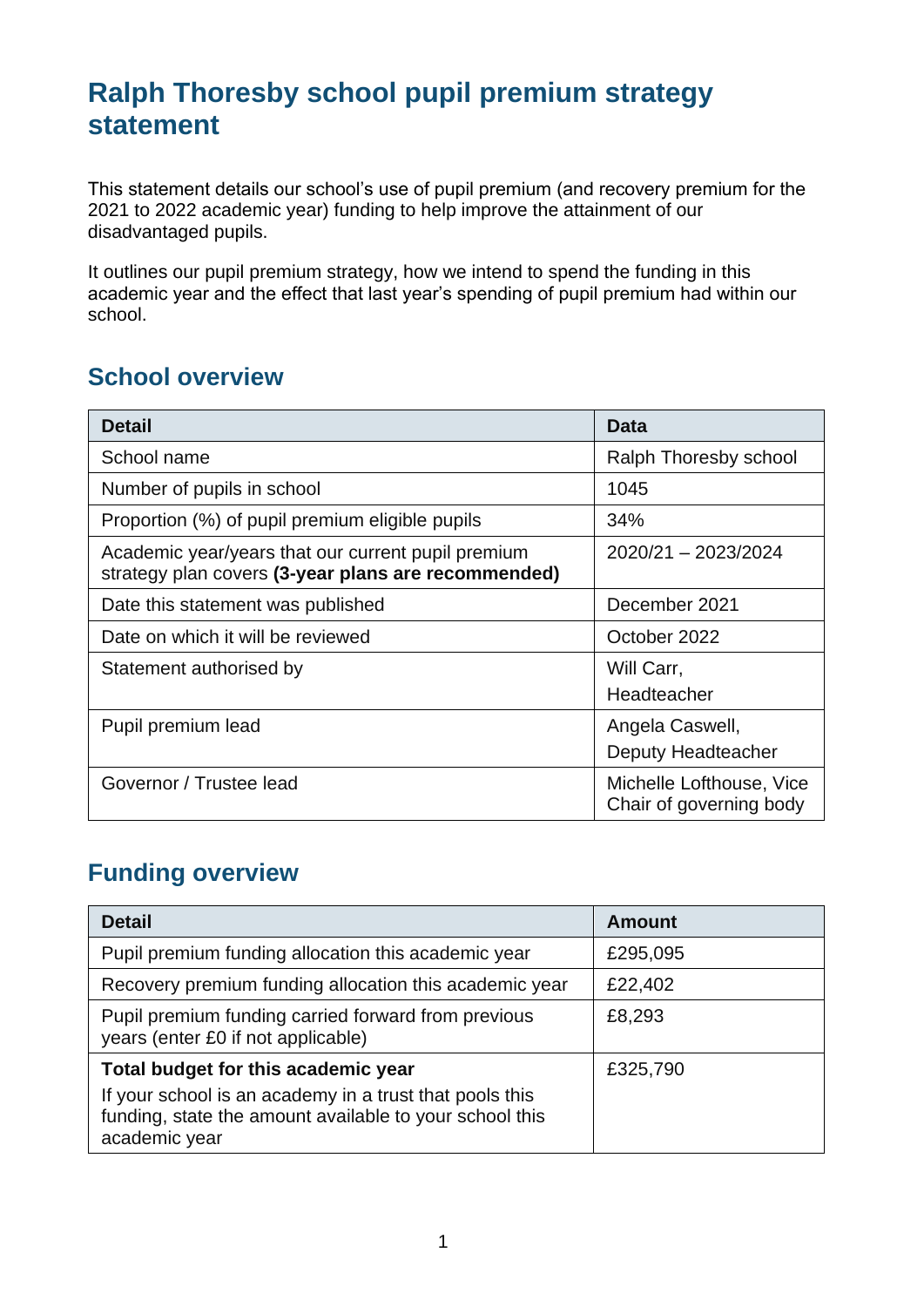# Ralph Thoresby school pupil premium strategy statement

This statement details our school's use of pupil premium (and recovery premium for the 2021 to 2022 academic year) funding to help improve the attainment of our disadvantaged pupils.

It outlines our pupil premium strategy, how we intend to spend the funding in this academic year and the effect that last year's spending of pupil premium had within our school.

## School overview

| Detail | Data |
|---|---|
| School name | Ralph Thoresby school |
| Number of pupils in school | 1045 |
| Proportion (%) of pupil premium eligible pupils | 34% |
| Academic year/years that our current pupil premium strategy plan covers **(3-year plans are recommended)** | 2020/21 – 2023/2024 |
| Date this statement was published | December 2021 |
| Date on which it will be reviewed | October 2022 |
| Statement authorised by | Will Carr, Headteacher |
| Pupil premium lead | Angela Caswell, Deputy Headteacher |
| Governor / Trustee lead | Michelle Lofthouse, Vice Chair of governing body |

## Funding overview

| Detail | Amount |
|---|---|
| Pupil premium funding allocation this academic year | £295,095 |
| Recovery premium funding allocation this academic year | £22,402 |
| Pupil premium funding carried forward from previous years (enter £0 if not applicable) | £8,293 |
| **Total budget for this academic year**<br>If your school is an academy in a trust that pools this funding, state the amount available to your school this academic year | £325,790 |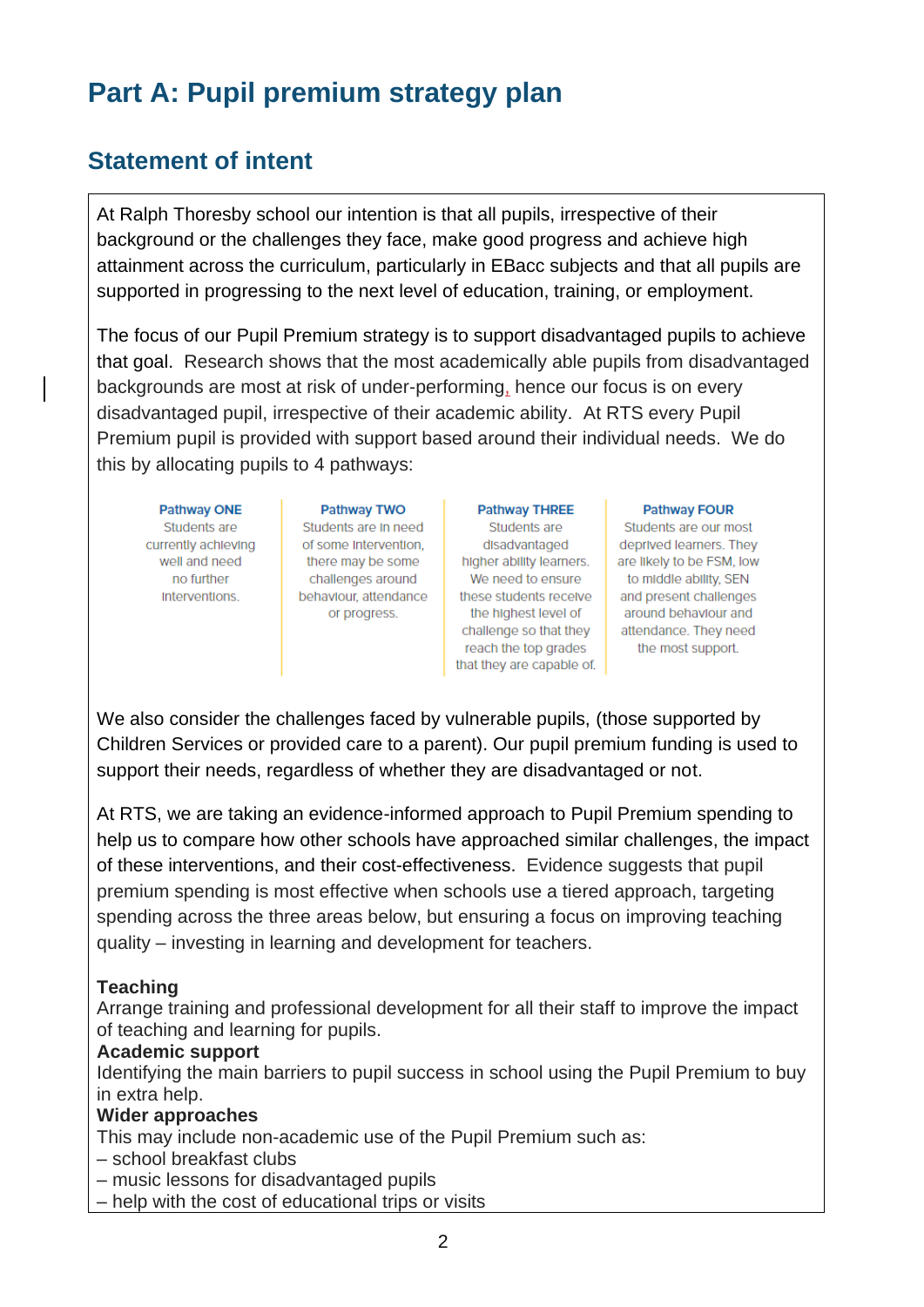# Part A: Pupil premium strategy plan

## Statement of intent

At Ralph Thoresby school our intention is that all pupils, irrespective of their background or the challenges they face, make good progress and achieve high attainment across the curriculum, particularly in EBacc subjects and that all pupils are supported in progressing to the next level of education, training, or employment.

The focus of our Pupil Premium strategy is to support disadvantaged pupils to achieve that goal. Research shows that the most academically able pupils from disadvantaged backgrounds are most at risk of under-performing, hence our focus is on every disadvantaged pupil, irrespective of their academic ability. At RTS every Pupil Premium pupil is provided with support based around their individual needs. We do this by allocating pupils to 4 pathways:

| Pathway ONE | Pathway TWO | Pathway THREE | Pathway FOUR |
|---|---|---|---|
| Students are currently achieving well and need no further interventions. | Students are in need of some intervention, there may be some challenges around behaviour, attendance or progress. | Students are disadvantaged higher ability learners. We need to ensure these students receive the highest level of challenge so that they reach the top grades that they are capable of. | Students are our most deprived learners. They are likely to be FSM, low to middle ability, SEN and present challenges around behaviour and attendance. They need the most support. |

We also consider the challenges faced by vulnerable pupils, (those supported by Children Services or provided care to a parent). Our pupil premium funding is used to support their needs, regardless of whether they are disadvantaged or not.

At RTS, we are taking an evidence-informed approach to Pupil Premium spending to help us to compare how other schools have approached similar challenges, the impact of these interventions, and their cost-effectiveness. Evidence suggests that pupil premium spending is most effective when schools use a tiered approach, targeting spending across the three areas below, but ensuring a focus on improving teaching quality – investing in learning and development for teachers.

**Teaching**
Arrange training and professional development for all their staff to improve the impact of teaching and learning for pupils.
**Academic support**
Identifying the main barriers to pupil success in school using the Pupil Premium to buy in extra help.
**Wider approaches**
This may include non-academic use of the Pupil Premium such as:
– school breakfast clubs
– music lessons for disadvantaged pupils
– help with the cost of educational trips or visits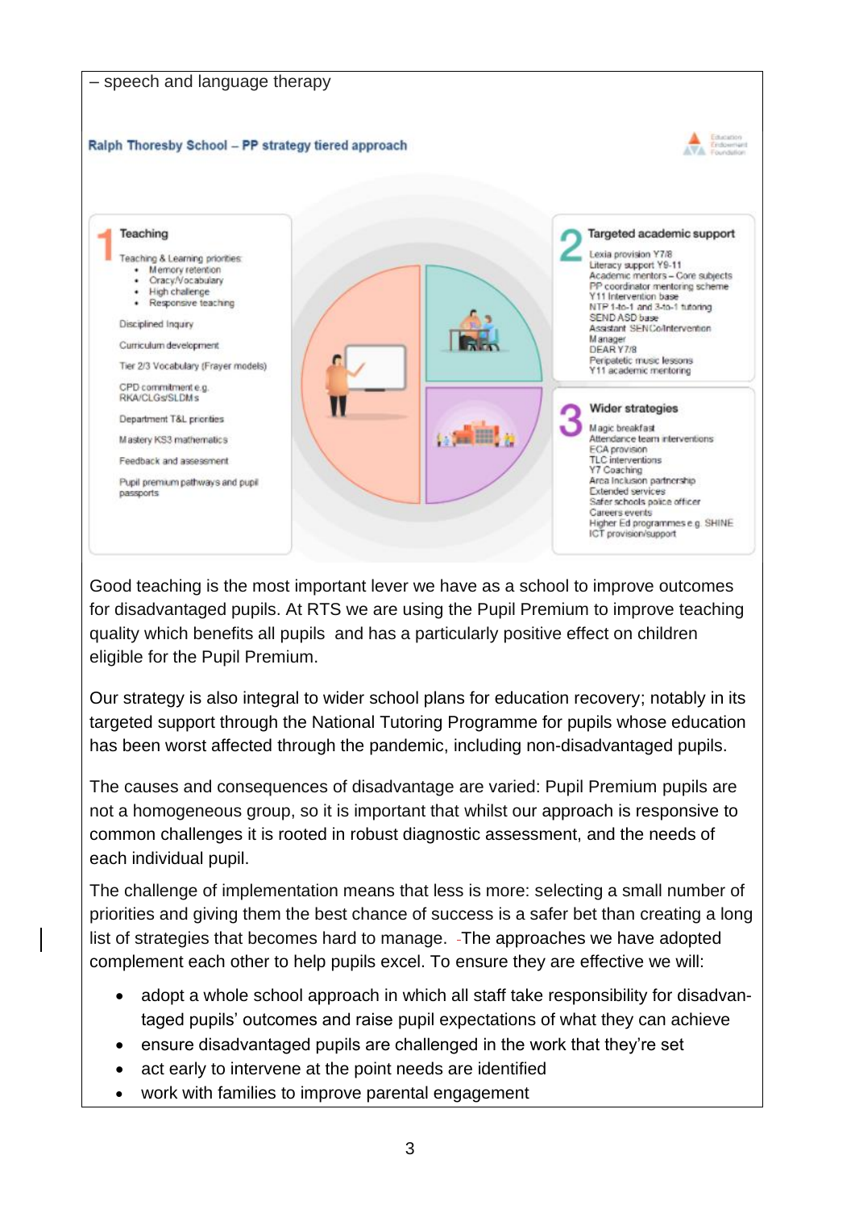– speech and language therapy

**Ralph Thoresby School – PP strategy tiered approach**

**1 Teaching**

Teaching & Learning priorities:

- Memory retention
- Oracy/Vocabulary
- High challenge
- Responsive teaching

Disciplined Inquiry

Curriculum development

Tier 2/3 Vocabulary (Frayer models)

CPD commitment e.g. RKA/CLGs/SLDMs

Department T&L priorities

Mastery KS3 mathematics

Feedback and assessment

Pupil premium pathways and pupil passports

**2 Targeted academic support**

Lexia provision Y7/8
Literacy support Y9-11
Academic mentors – Core subjects
PP coordinator mentoring scheme
Y11 Intervention base
NTP 1-to-1 and 3-to-1 tutoring
SEND ASD base
Assistant SENCo/Intervention Manager
DEAR Y7/8
Peripatetic music lessons
Y11 academic mentoring

**3 Wider strategies**

Magic breakfast
Attendance team interventions
ECA provision
TLC interventions
Y7 Coaching
Area Inclusion partnership
Extended services
Safer schools police officer
Careers events
Higher Ed programmes e.g. SHINE
ICT provision/support

Good teaching is the most important lever we have as a school to improve outcomes for disadvantaged pupils. At RTS we are using the Pupil Premium to improve teaching quality which benefits all pupils and has a particularly positive effect on children eligible for the Pupil Premium.

Our strategy is also integral to wider school plans for education recovery; notably in its targeted support through the National Tutoring Programme for pupils whose education has been worst affected through the pandemic, including non-disadvantaged pupils.

The causes and consequences of disadvantage are varied: Pupil Premium pupils are not a homogeneous group, so it is important that whilst our approach is responsive to common challenges it is rooted in robust diagnostic assessment, and the needs of each individual pupil.

The challenge of implementation means that less is more: selecting a small number of priorities and giving them the best chance of success is a safer bet than creating a long list of strategies that becomes hard to manage. The approaches we have adopted complement each other to help pupils excel. To ensure they are effective we will:

- adopt a whole school approach in which all staff take responsibility for disadvantaged pupils' outcomes and raise pupil expectations of what they can achieve
- ensure disadvantaged pupils are challenged in the work that they're set
- act early to intervene at the point needs are identified
- work with families to improve parental engagement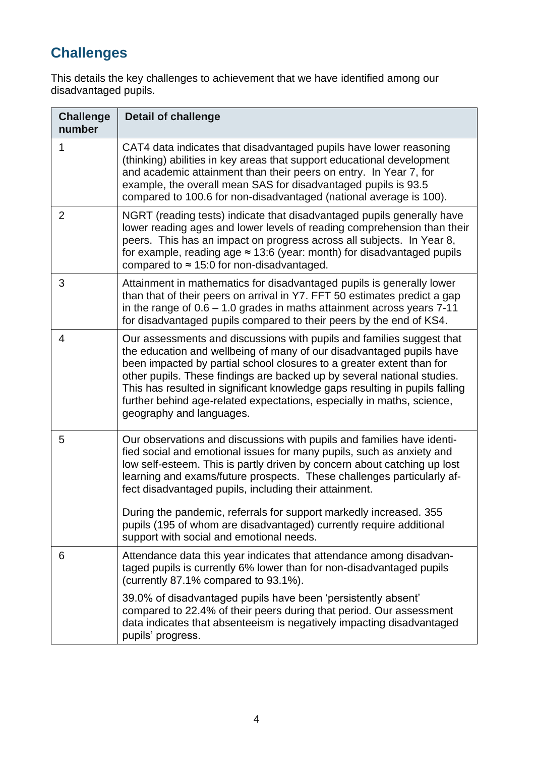## Challenges

This details the key challenges to achievement that we have identified among our disadvantaged pupils.

| Challenge number | Detail of challenge |
|---|---|
| 1 | CAT4 data indicates that disadvantaged pupils have lower reasoning (thinking) abilities in key areas that support educational development and academic attainment than their peers on entry. In Year 7, for example, the overall mean SAS for disadvantaged pupils is 93.5 compared to 100.6 for non-disadvantaged (national average is 100). |
| 2 | NGRT (reading tests) indicate that disadvantaged pupils generally have lower reading ages and lower levels of reading comprehension than their peers. This has an impact on progress across all subjects. In Year 8, for example, reading age ≈ 13:6 (year: month) for disadvantaged pupils compared to ≈ 15:0 for non-disadvantaged. |
| 3 | Attainment in mathematics for disadvantaged pupils is generally lower than that of their peers on arrival in Y7. FFT 50 estimates predict a gap in the range of 0.6 – 1.0 grades in maths attainment across years 7-11 for disadvantaged pupils compared to their peers by the end of KS4. |
| 4 | Our assessments and discussions with pupils and families suggest that the education and wellbeing of many of our disadvantaged pupils have been impacted by partial school closures to a greater extent than for other pupils. These findings are backed up by several national studies. This has resulted in significant knowledge gaps resulting in pupils falling further behind age-related expectations, especially in maths, science, geography and languages. |
| 5 | Our observations and discussions with pupils and families have identified social and emotional issues for many pupils, such as anxiety and low self-esteem. This is partly driven by concern about catching up lost learning and exams/future prospects. These challenges particularly affect disadvantaged pupils, including their attainment.<br><br>During the pandemic, referrals for support markedly increased. 355 pupils (195 of whom are disadvantaged) currently require additional support with social and emotional needs. |
| 6 | Attendance data this year indicates that attendance among disadvantaged pupils is currently 6% lower than for non-disadvantaged pupils (currently 87.1% compared to 93.1%).<br><br>39.0% of disadvantaged pupils have been 'persistently absent' compared to 22.4% of their peers during that period. Our assessment data indicates that absenteeism is negatively impacting disadvantaged pupils' progress. |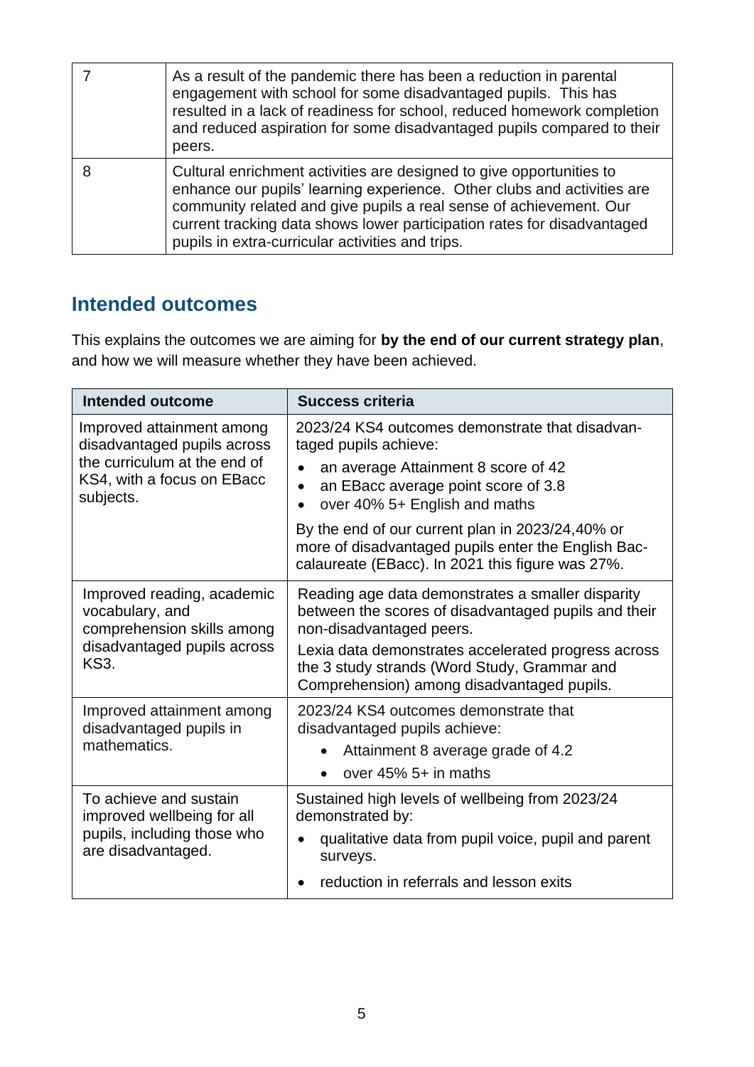| | |
|---|---|
| 7 | As a result of the pandemic there has been a reduction in parental engagement with school for some disadvantaged pupils. This has resulted in a lack of readiness for school, reduced homework completion and reduced aspiration for some disadvantaged pupils compared to their peers. |
| 8 | Cultural enrichment activities are designed to give opportunities to enhance our pupils' learning experience. Other clubs and activities are community related and give pupils a real sense of achievement. Our current tracking data shows lower participation rates for disadvantaged pupils in extra-curricular activities and trips. |

## Intended outcomes

This explains the outcomes we are aiming for **by the end of our current strategy plan**, and how we will measure whether they have been achieved.

| Intended outcome | Success criteria |
|---|---|
| Improved attainment among disadvantaged pupils across the curriculum at the end of KS4, with a focus on EBacc subjects. | 2023/24 KS4 outcomes demonstrate that disadvantaged pupils achieve: <br>• an average Attainment 8 score of 42 <br>• an EBacc average point score of 3.8 <br>• over 40% 5+ English and maths <br><br>By the end of our current plan in 2023/24,40% or more of disadvantaged pupils enter the English Baccalaureate (EBacc). In 2021 this figure was 27%. |
| Improved reading, academic vocabulary, and comprehension skills among disadvantaged pupils across KS3. | Reading age data demonstrates a smaller disparity between the scores of disadvantaged pupils and their non-disadvantaged peers. <br>Lexia data demonstrates accelerated progress across the 3 study strands (Word Study, Grammar and Comprehension) among disadvantaged pupils. |
| Improved attainment among disadvantaged pupils in mathematics. | 2023/24 KS4 outcomes demonstrate that disadvantaged pupils achieve: <br>• Attainment 8 average grade of 4.2 <br>• over 45% 5+ in maths |
| To achieve and sustain improved wellbeing for all pupils, including those who are disadvantaged. | Sustained high levels of wellbeing from 2023/24 demonstrated by: <br>• qualitative data from pupil voice, pupil and parent surveys. <br>• reduction in referrals and lesson exits |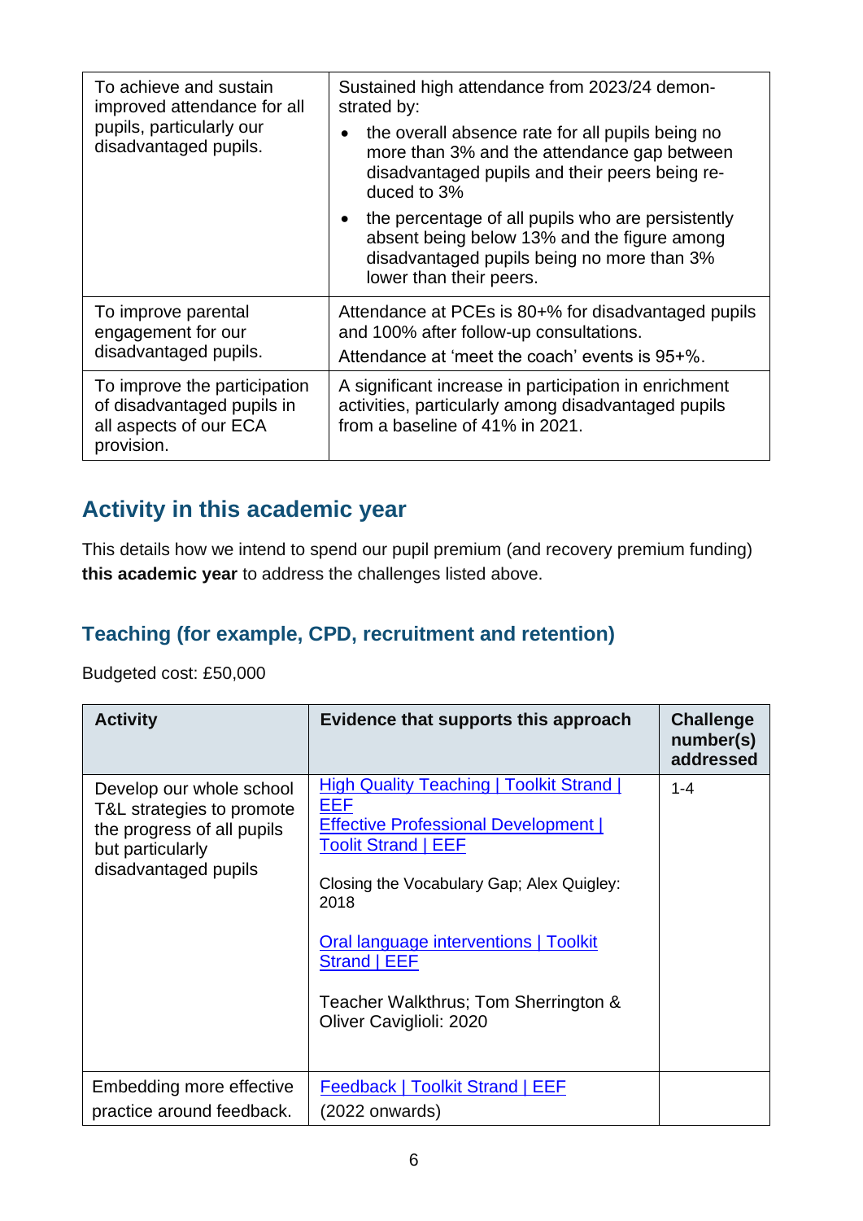| | |
|---|---|
| To achieve and sustain improved attendance for all pupils, particularly our disadvantaged pupils. | Sustained high attendance from 2023/24 demonstrated by:<br>• the overall absence rate for all pupils being no more than 3% and the attendance gap between disadvantaged pupils and their peers being reduced to 3%<br>• the percentage of all pupils who are persistently absent being below 13% and the figure among disadvantaged pupils being no more than 3% lower than their peers. |
| To improve parental engagement for our disadvantaged pupils. | Attendance at PCEs is 80+% for disadvantaged pupils and 100% after follow-up consultations.<br>Attendance at 'meet the coach' events is 95+%. |
| To improve the participation of disadvantaged pupils in all aspects of our ECA provision. | A significant increase in participation in enrichment activities, particularly among disadvantaged pupils from a baseline of 41% in 2021. |

## Activity in this academic year

This details how we intend to spend our pupil premium (and recovery premium funding) **this academic year** to address the challenges listed above.

### Teaching (for example, CPD, recruitment and retention)

Budgeted cost: £50,000

| Activity | Evidence that supports this approach | Challenge number(s) addressed |
|---|---|---|
| Develop our whole school T&L strategies to promote the progress of all pupils but particularly disadvantaged pupils | High Quality Teaching \| Toolkit Strand \| EEF<br>Effective Professional Development \| Toolit Strand \| EEF<br><br>Closing the Vocabulary Gap; Alex Quigley: 2018<br><br>Oral language interventions \| Toolkit Strand \| EEF<br><br>Teacher Walkthrus; Tom Sherrington & Oliver Caviglioli: 2020 | 1-4 |
| Embedding more effective practice around feedback. | Feedback \| Toolkit Strand \| EEF<br>(2022 onwards) | |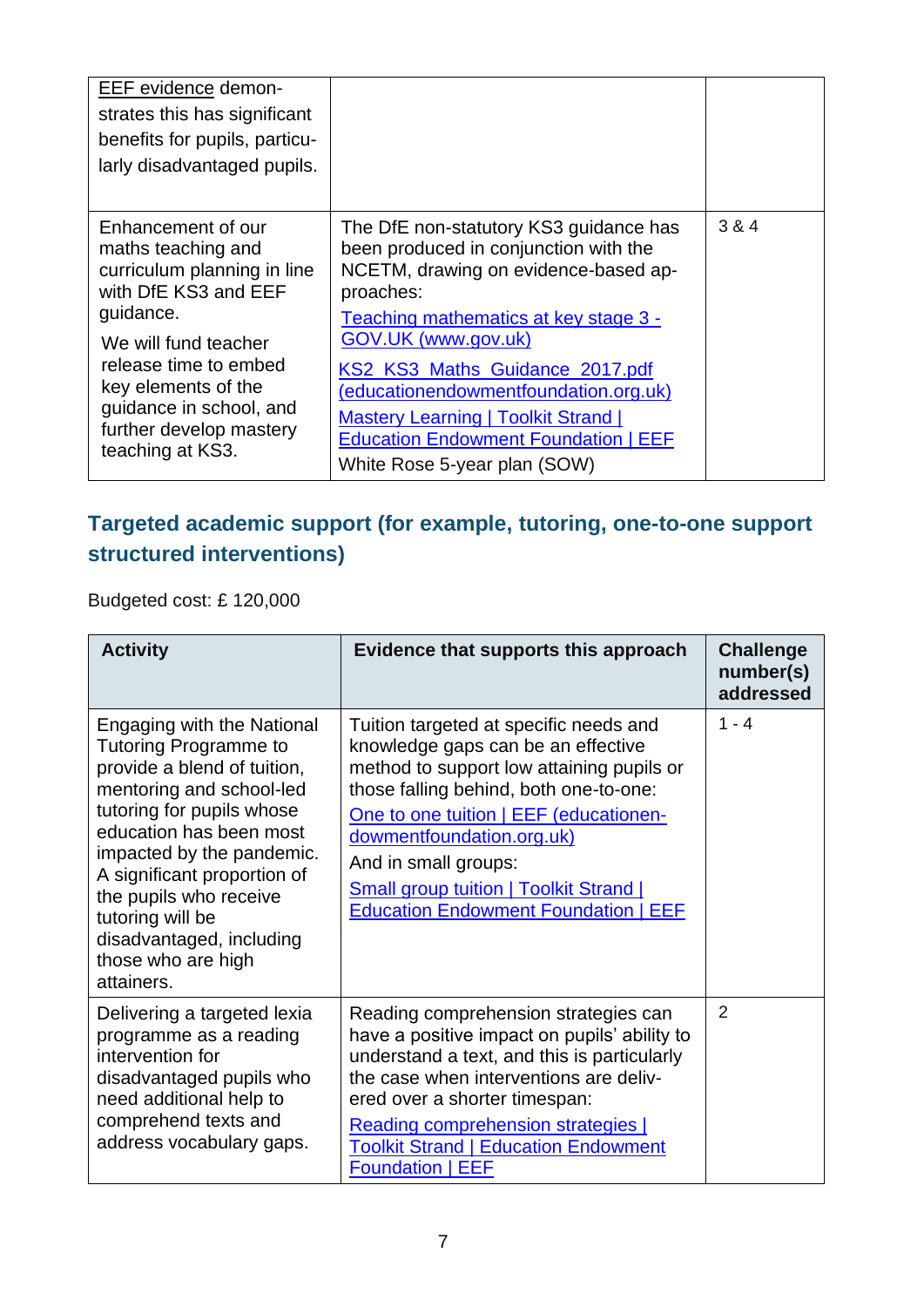| | | |
|---|---|---|
| EEF evidence demonstrates this has significant benefits for pupils, particularly disadvantaged pupils. | | |
| Enhancement of our maths teaching and curriculum planning in line with DfE KS3 and EEF guidance.<br><br>We will fund teacher release time to embed key elements of the guidance in school, and further develop mastery teaching at KS3. | The DfE non-statutory KS3 guidance has been produced in conjunction with the NCETM, drawing on evidence-based approaches:<br><br>Teaching mathematics at key stage 3 - GOV.UK (www.gov.uk)<br><br>KS2_KS3_Maths_Guidance_2017.pdf (educationendowmentfoundation.org.uk)<br><br>Mastery Learning \| Toolkit Strand \| Education Endowment Foundation \| EEF<br><br>White Rose 5-year plan (SOW) | 3 & 4 |

## Targeted academic support (for example, tutoring, one-to-one support structured interventions)

Budgeted cost: £ 120,000

| Activity | Evidence that supports this approach | Challenge number(s) addressed |
|---|---|---|
| Engaging with the National Tutoring Programme to provide a blend of tuition, mentoring and school-led tutoring for pupils whose education has been most impacted by the pandemic. A significant proportion of the pupils who receive tutoring will be disadvantaged, including those who are high attainers. | Tuition targeted at specific needs and knowledge gaps can be an effective method to support low attaining pupils or those falling behind, both one-to-one:<br><br>One to one tuition \| EEF (educationendowmentfoundation.org.uk)<br><br>And in small groups:<br><br>Small group tuition \| Toolkit Strand \| Education Endowment Foundation \| EEF | 1 - 4 |
| Delivering a targeted lexia programme as a reading intervention for disadvantaged pupils who need additional help to comprehend texts and address vocabulary gaps. | Reading comprehension strategies can have a positive impact on pupils' ability to understand a text, and this is particularly the case when interventions are delivered over a shorter timespan:<br><br>Reading comprehension strategies \| Toolkit Strand \| Education Endowment Foundation \| EEF | 2 |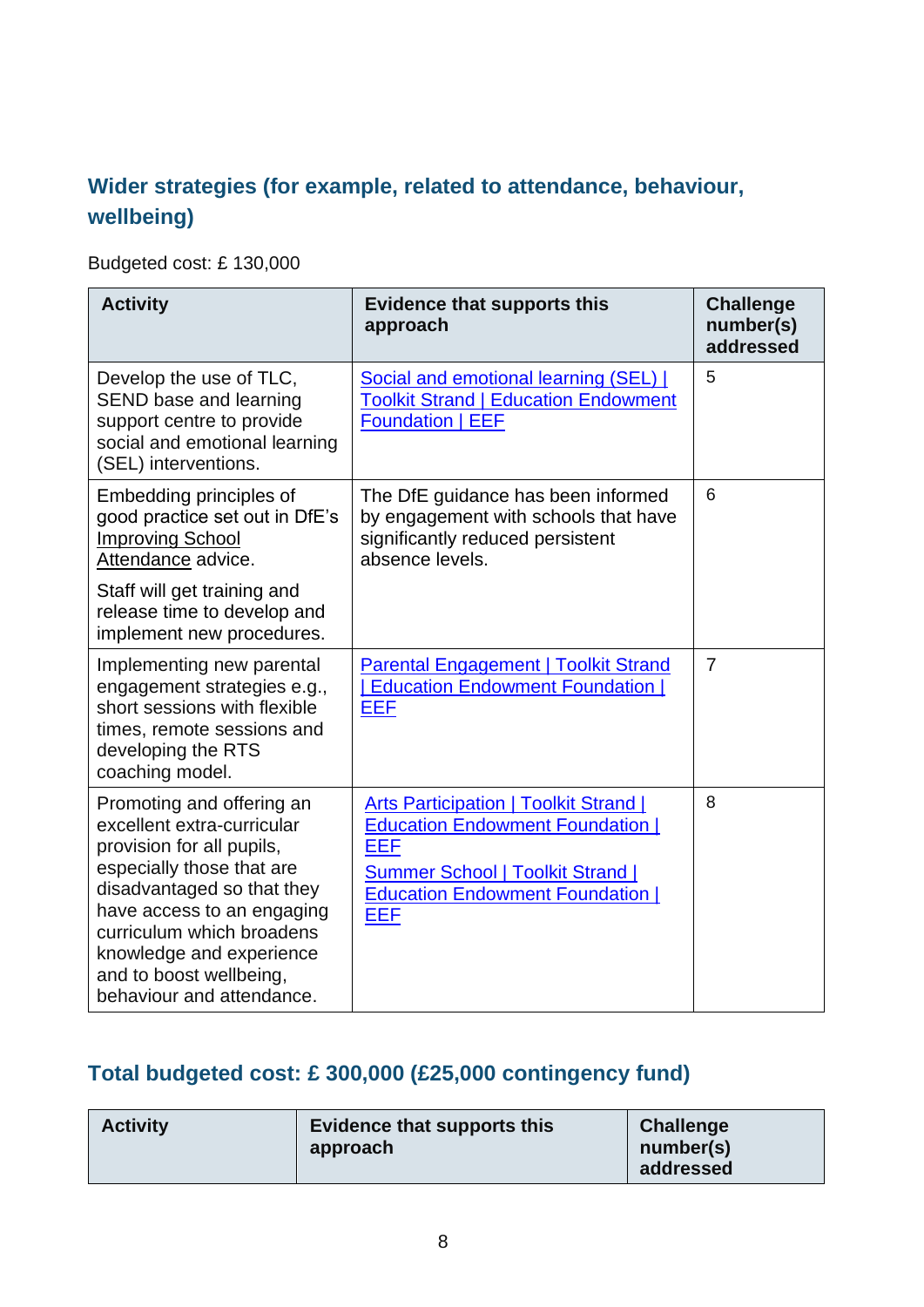## Wider strategies (for example, related to attendance, behaviour, wellbeing)

Budgeted cost: £ 130,000

| Activity | Evidence that supports this approach | Challenge number(s) addressed |
|---|---|---|
| Develop the use of TLC, SEND base and learning support centre to provide social and emotional learning (SEL) interventions. | Social and emotional learning (SEL) \| Toolkit Strand \| Education Endowment Foundation \| EEF | 5 |
| Embedding principles of good practice set out in DfE's Improving School Attendance advice.<br><br>Staff will get training and release time to develop and implement new procedures. | The DfE guidance has been informed by engagement with schools that have significantly reduced persistent absence levels. | 6 |
| Implementing new parental engagement strategies e.g., short sessions with flexible times, remote sessions and developing the RTS coaching model. | Parental Engagement \| Toolkit Strand \| Education Endowment Foundation \| EEF | 7 |
| Promoting and offering an excellent extra-curricular provision for all pupils, especially those that are disadvantaged so that they have access to an engaging curriculum which broadens knowledge and experience and to boost wellbeing, behaviour and attendance. | Arts Participation \| Toolkit Strand \| Education Endowment Foundation \| EEF<br><br>Summer School \| Toolkit Strand \| Education Endowment Foundation \| EEF | 8 |

## Total budgeted cost: £ 300,000 (£25,000 contingency fund)

| Activity | Evidence that supports this approach | Challenge number(s) addressed |
|---|---|---|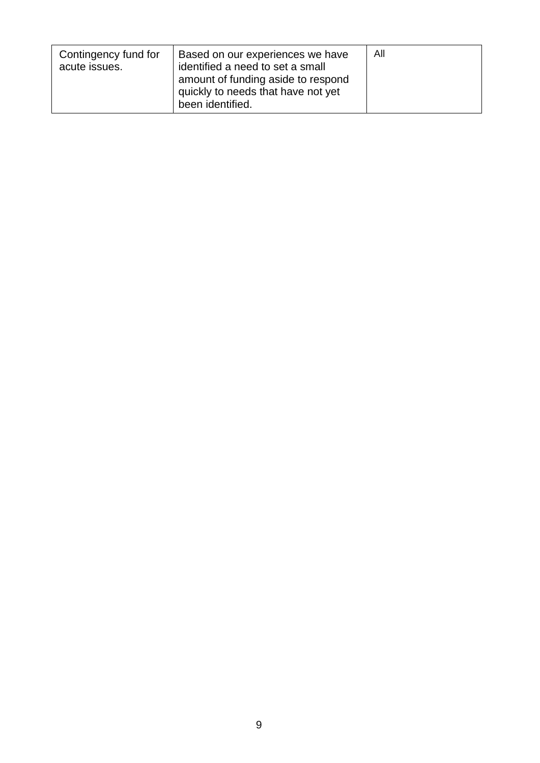| | | |
|---|---|---|
| Contingency fund for acute issues. | Based on our experiences we have identified a need to set a small amount of funding aside to respond quickly to needs that have not yet been identified. | All |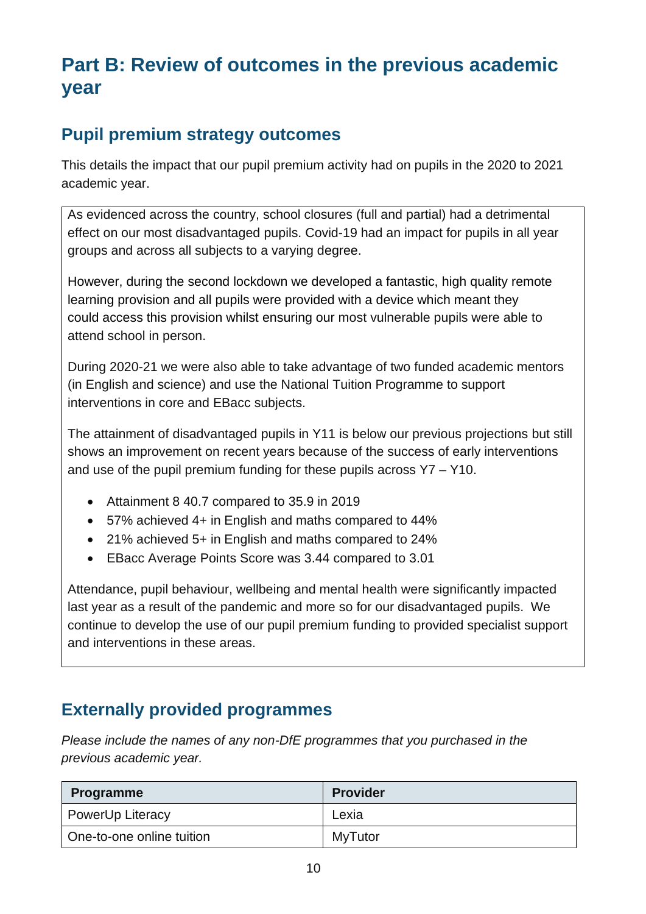# Part B: Review of outcomes in the previous academic year

## Pupil premium strategy outcomes

This details the impact that our pupil premium activity had on pupils in the 2020 to 2021 academic year.

As evidenced across the country, school closures (full and partial) had a detrimental effect on our most disadvantaged pupils. Covid-19 had an impact for pupils in all year groups and across all subjects to a varying degree.

However, during the second lockdown we developed a fantastic, high quality remote learning provision and all pupils were provided with a device which meant they could access this provision whilst ensuring our most vulnerable pupils were able to attend school in person.

During 2020-21 we were also able to take advantage of two funded academic mentors (in English and science) and use the National Tuition Programme to support interventions in core and EBacc subjects.

The attainment of disadvantaged pupils in Y11 is below our previous projections but still shows an improvement on recent years because of the success of early interventions and use of the pupil premium funding for these pupils across Y7 – Y10.

- Attainment 8 40.7 compared to 35.9 in 2019
- 57% achieved 4+ in English and maths compared to 44%
- 21% achieved 5+ in English and maths compared to 24%
- EBacc Average Points Score was 3.44 compared to 3.01

Attendance, pupil behaviour, wellbeing and mental health were significantly impacted last year as a result of the pandemic and more so for our disadvantaged pupils. We continue to develop the use of our pupil premium funding to provided specialist support and interventions in these areas.

## Externally provided programmes

*Please include the names of any non-DfE programmes that you purchased in the previous academic year.*

| Programme | Provider |
| --- | --- |
| PowerUp Literacy | Lexia |
| One-to-one online tuition | MyTutor |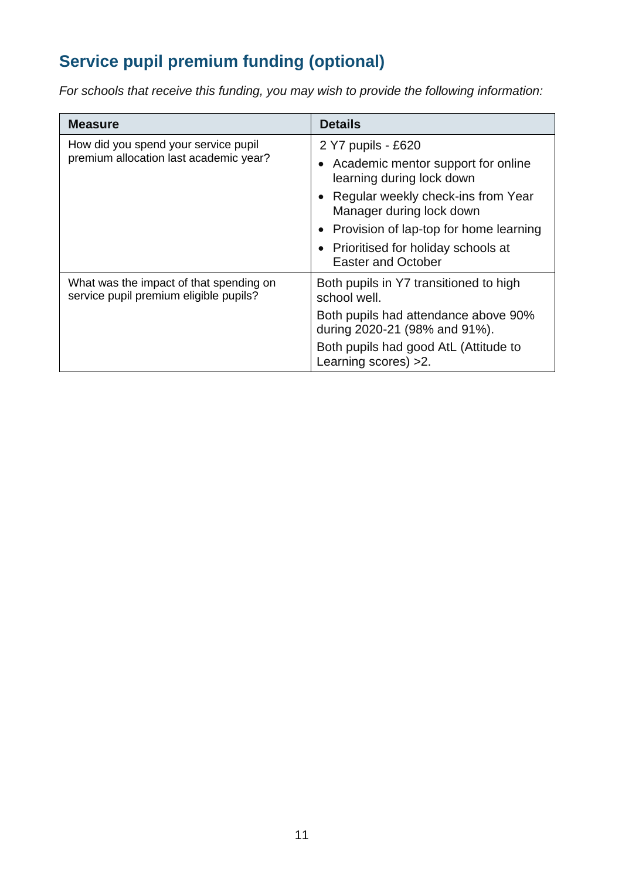## Service pupil premium funding (optional)

*For schools that receive this funding, you may wish to provide the following information:*

| Measure | Details |
|---|---|
| How did you spend your service pupil premium allocation last academic year? | 2 Y7 pupils - £620<br>• Academic mentor support for online learning during lock down<br>• Regular weekly check-ins from Year Manager during lock down<br>• Provision of lap-top for home learning<br>• Prioritised for holiday schools at Easter and October |
| What was the impact of that spending on service pupil premium eligible pupils? | Both pupils in Y7 transitioned to high school well.<br>Both pupils had attendance above 90% during 2020-21 (98% and 91%).<br>Both pupils had good AtL (Attitude to Learning scores) >2. |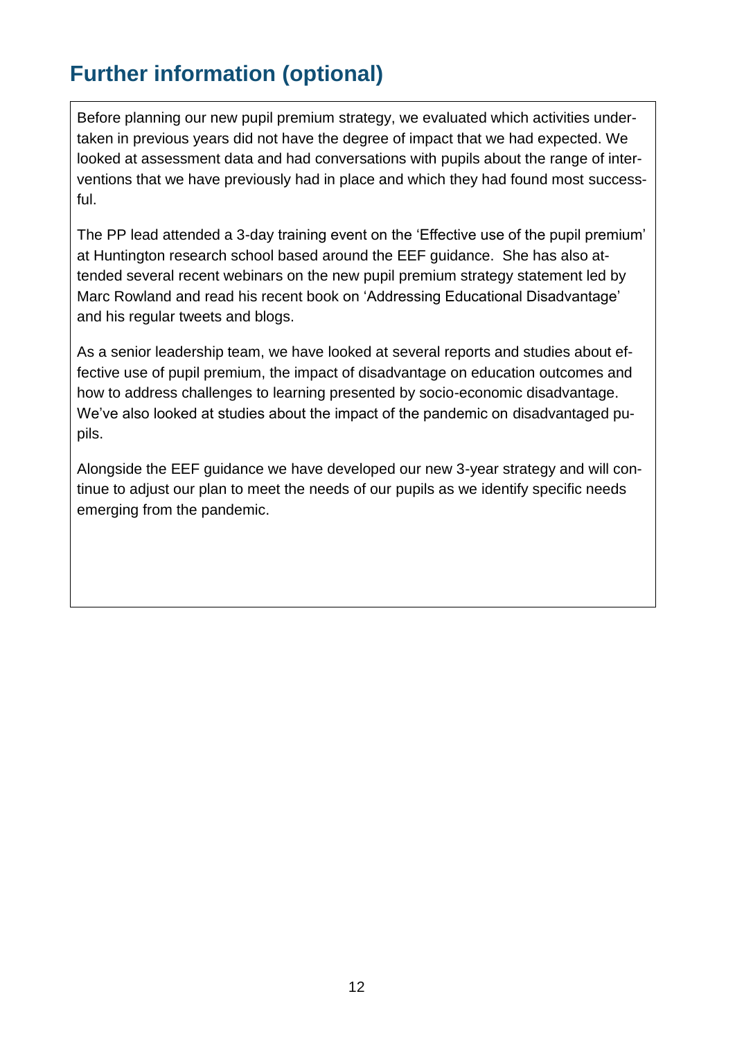## Further information (optional)

Before planning our new pupil premium strategy, we evaluated which activities undertaken in previous years did not have the degree of impact that we had expected. We looked at assessment data and had conversations with pupils about the range of interventions that we have previously had in place and which they had found most successful.

The PP lead attended a 3-day training event on the 'Effective use of the pupil premium' at Huntington research school based around the EEF guidance. She has also attended several recent webinars on the new pupil premium strategy statement led by Marc Rowland and read his recent book on 'Addressing Educational Disadvantage' and his regular tweets and blogs.

As a senior leadership team, we have looked at several reports and studies about effective use of pupil premium, the impact of disadvantage on education outcomes and how to address challenges to learning presented by socio-economic disadvantage. We've also looked at studies about the impact of the pandemic on disadvantaged pupils.

Alongside the EEF guidance we have developed our new 3-year strategy and will continue to adjust our plan to meet the needs of our pupils as we identify specific needs emerging from the pandemic.